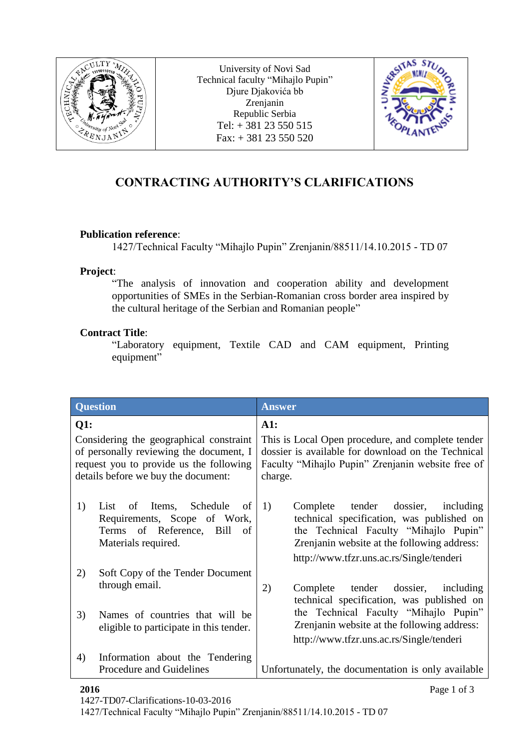| | University of Novi Sad<br>Technical faculty "Mihajlo Pupin"<br>Djure Djakovića bb<br>Zrenjanin<br>Republic Serbia<br>Tel: + 381 23 550 515<br>Fax: + 381 23 550 520 | |
|---|---|---|

# CONTRACTING AUTHORITY'S CLARIFICATIONS

**Publication reference**:

1427/Technical Faculty "Mihajlo Pupin" Zrenjanin/88511/14.10.2015 - TD 07

**Project**:

"The analysis of innovation and cooperation ability and development opportunities of SMEs in the Serbian-Romanian cross border area inspired by the cultural heritage of the Serbian and Romanian people"

**Contract Title**:

"Laboratory equipment, Textile CAD and CAM equipment, Printing equipment"

| Question | Answer |
|---|---|
| **Q1:**<br>Considering the geographical constraint of personally reviewing the document, I request you to provide us the following details before we buy the document:<br><br>1) List of Items, Schedule of Requirements, Scope of Work, Terms of Reference, Bill of Materials required.<br><br>2) Soft Copy of the Tender Document through email.<br><br>3) Names of countries that will be eligible to participate in this tender.<br><br>4) Information about the Tendering Procedure and Guidelines | **A1:**<br>This is Local Open procedure, and complete tender dossier is available for download on the Technical Faculty "Mihajlo Pupin" Zrenjanin website free of charge.<br><br>1) Complete tender dossier, including technical specification, was published on the Technical Faculty "Mihajlo Pupin" Zrenjanin website at the following address: http://www.tfzr.uns.ac.rs/Single/tenderi<br><br>2) Complete tender dossier, including technical specification, was published on the Technical Faculty "Mihajlo Pupin" Zrenjanin website at the following address: http://www.tfzr.uns.ac.rs/Single/tenderi<br><br>Unfortunately, the documentation is only available |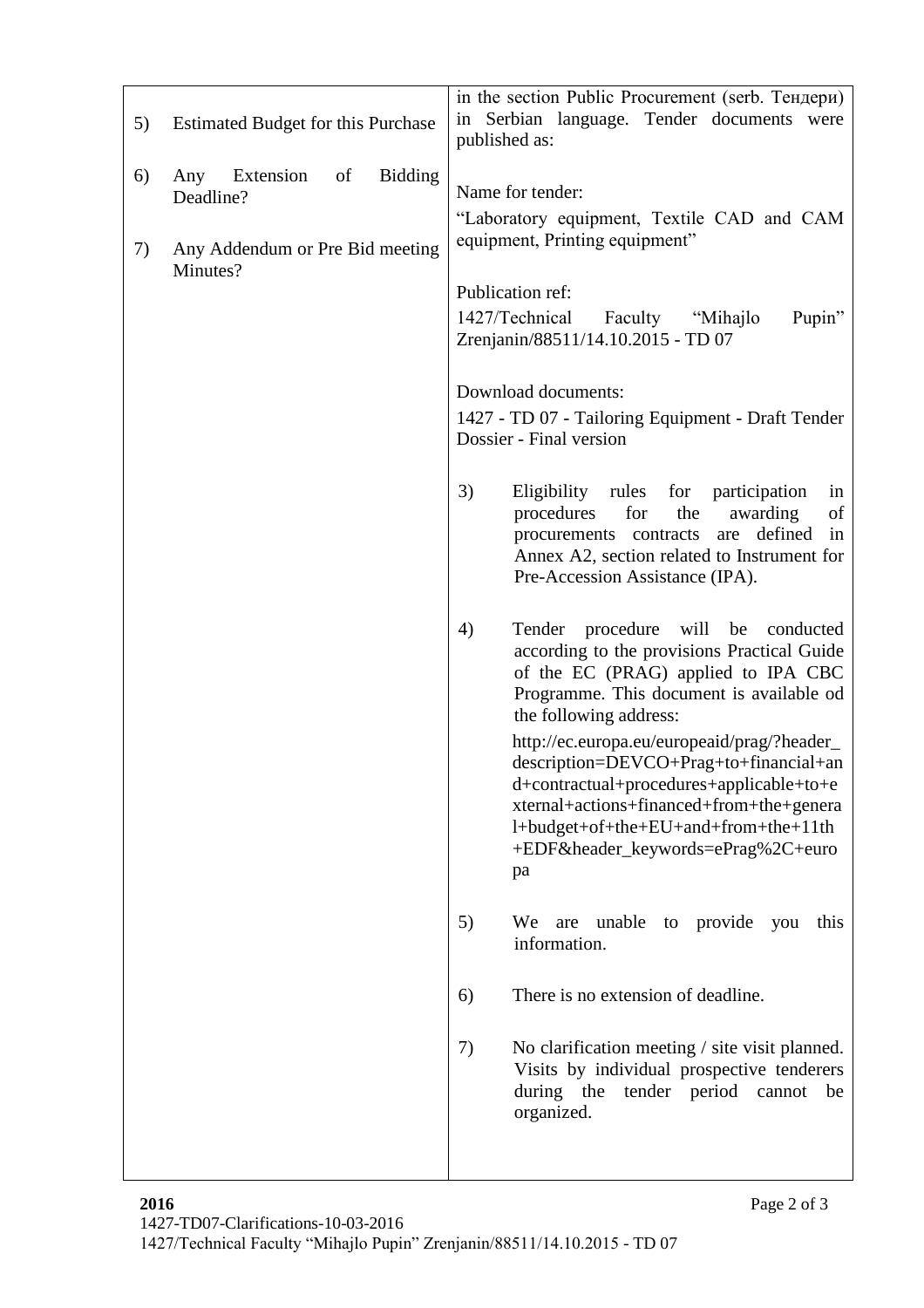| | |
|---|---|
| 5) Estimated Budget for this Purchase<br><br>6) Any Extension of Bidding Deadline?<br><br>7) Any Addendum or Pre Bid meeting Minutes? | in the section Public Procurement (serb. Тендери) in Serbian language. Tender documents were published as:<br><br>Name for tender:<br>"Laboratory equipment, Textile CAD and CAM equipment, Printing equipment"<br><br>Publication ref:<br>1427/Technical Faculty "Mihajlo Pupin" Zrenjanin/88511/14.10.2015 - TD 07<br><br>Download documents:<br>1427 - TD 07 - Tailoring Equipment - Draft Tender Dossier - Final version<br><br>3) Eligibility rules for participation in procedures for the awarding of procurements contracts are defined in Annex A2, section related to Instrument for Pre-Accession Assistance (IPA).<br><br>4) Tender procedure will be conducted according to the provisions Practical Guide of the EC (PRAG) applied to IPA CBC Programme. This document is available od the following address:<br>http://ec.europa.eu/europeaid/prag/?header_description=DEVCO+Prag+to+financial+and+contractual+procedures+applicable+to+external+actions+financed+from+the+general+budget+of+the+EU+and+from+the+11th+EDF&header_keywords=ePrag%2C+europa<br><br>5) We are unable to provide you this information.<br><br>6) There is no extension of deadline.<br><br>7) No clarification meeting / site visit planned. Visits by individual prospective tenderers during the tender period cannot be organized. |

**2016**
1427-TD07-Clarifications-10-03-2016
1427/Technical Faculty "Mihajlo Pupin" Zrenjanin/88511/14.10.2015 - TD 07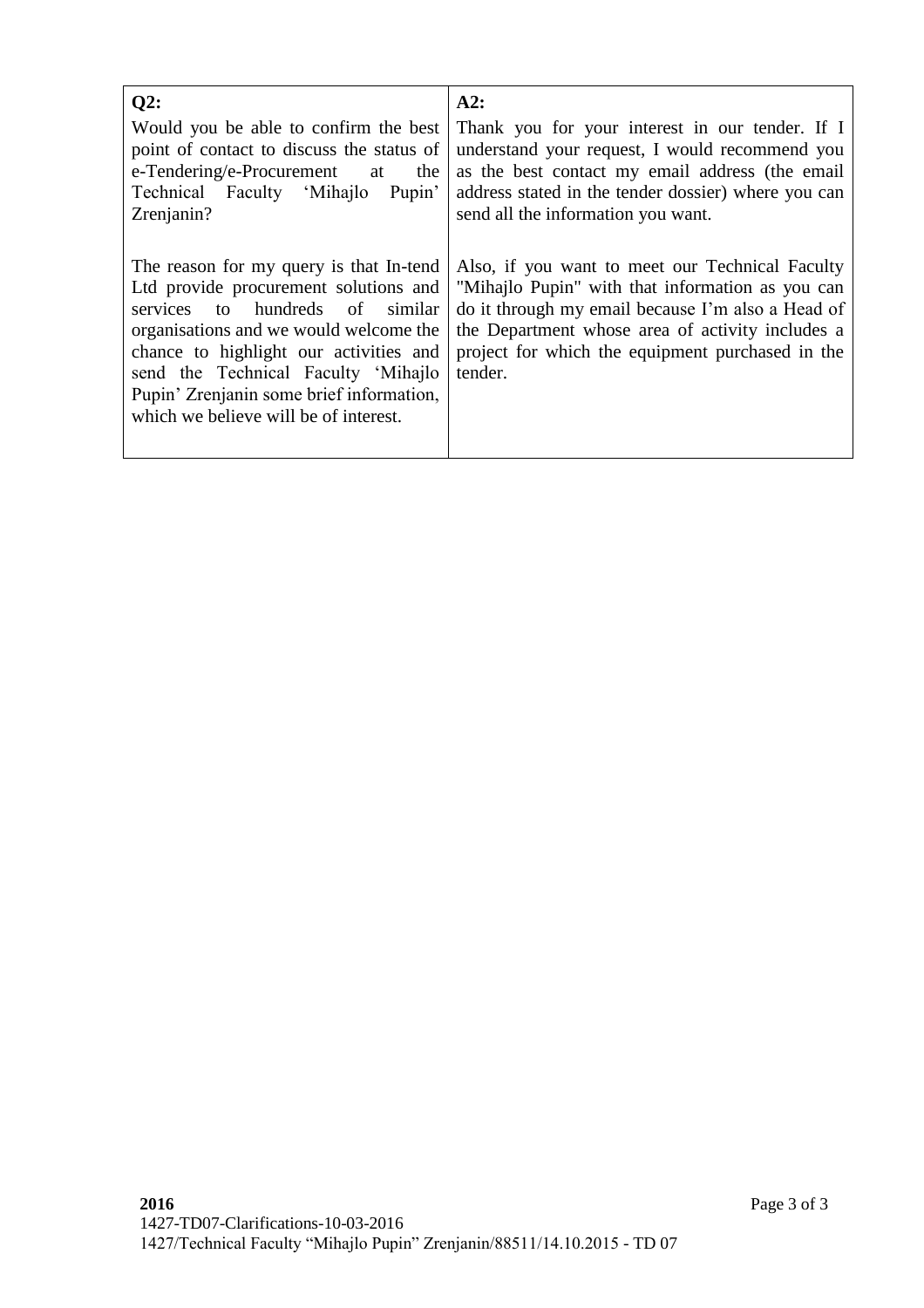| | |
|---|---|
| **Q2:**<br>Would you be able to confirm the best point of contact to discuss the status of e-Tendering/e-Procurement at the Technical Faculty 'Mihajlo Pupin' Zrenjanin?<br><br>The reason for my query is that In-tend Ltd provide procurement solutions and services to hundreds of similar organisations and we would welcome the chance to highlight our activities and send the Technical Faculty 'Mihajlo Pupin' Zrenjanin some brief information, which we believe will be of interest. | **A2:**<br>Thank you for your interest in our tender. If I understand your request, I would recommend you as the best contact my email address (the email address stated in the tender dossier) where you can send all the information you want.<br><br>Also, if you want to meet our Technical Faculty "Mihajlo Pupin" with that information as you can do it through my email because I'm also a Head of the Department whose area of activity includes a project for which the equipment purchased in the tender. |